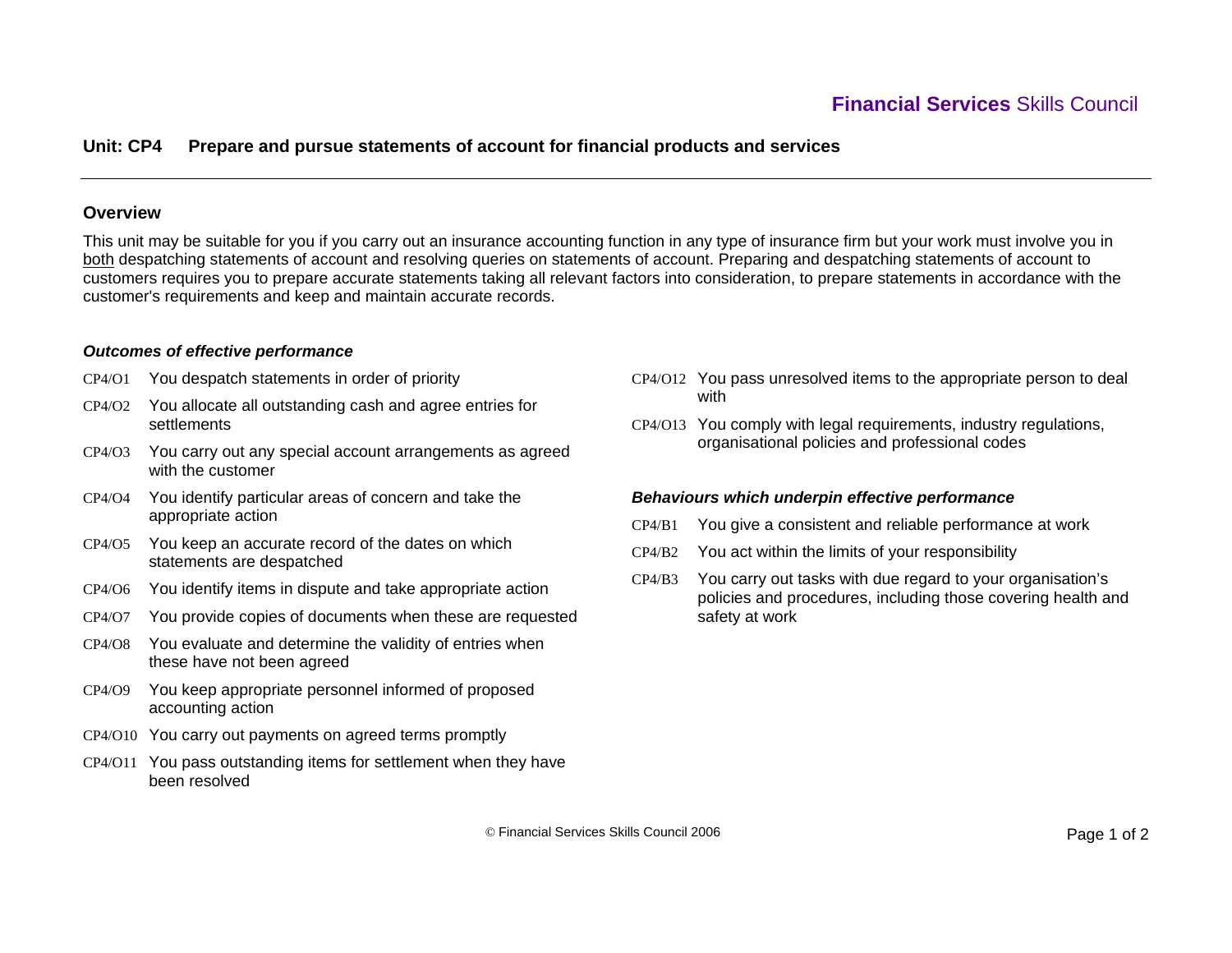**Financial Services** Skills Council

## Unit: CP4 Prepare and pursue statements of account for financial products and services

### Overview

This unit may be suitable for you if you carry out an insurance accounting function in any type of insurance firm but your work must involve you in both despatching statements of account and resolving queries on statements of account. Preparing and despatching statements of account to customers requires you to prepare accurate statements taking all relevant factors into consideration, to prepare statements in accordance with the customer's requirements and keep and maintain accurate records.

### *Outcomes of effective performance*

- CP4/O1 You despatch statements in order of priority
- CP4/O2 You allocate all outstanding cash and agree entries for settlements
- CP4/O3 You carry out any special account arrangements as agreed with the customer
- CP4/O4 You identify particular areas of concern and take the appropriate action
- CP4/O5 You keep an accurate record of the dates on which statements are despatched
- CP4/O6 You identify items in dispute and take appropriate action
- CP4/O7 You provide copies of documents when these are requested
- CP4/O8 You evaluate and determine the validity of entries when these have not been agreed
- CP4/O9 You keep appropriate personnel informed of proposed accounting action
- CP4/O10 You carry out payments on agreed terms promptly
- CP4/O11 You pass outstanding items for settlement when they have been resolved
- CP4/O12 You pass unresolved items to the appropriate person to deal with
- CP4/O13 You comply with legal requirements, industry regulations, organisational policies and professional codes

### *Behaviours which underpin effective performance*

- CP4/B1 You give a consistent and reliable performance at work
- CP4/B2 You act within the limits of your responsibility
- CP4/B3 You carry out tasks with due regard to your organisation's policies and procedures, including those covering health and safety at work

© Financial Services Skills Council 2006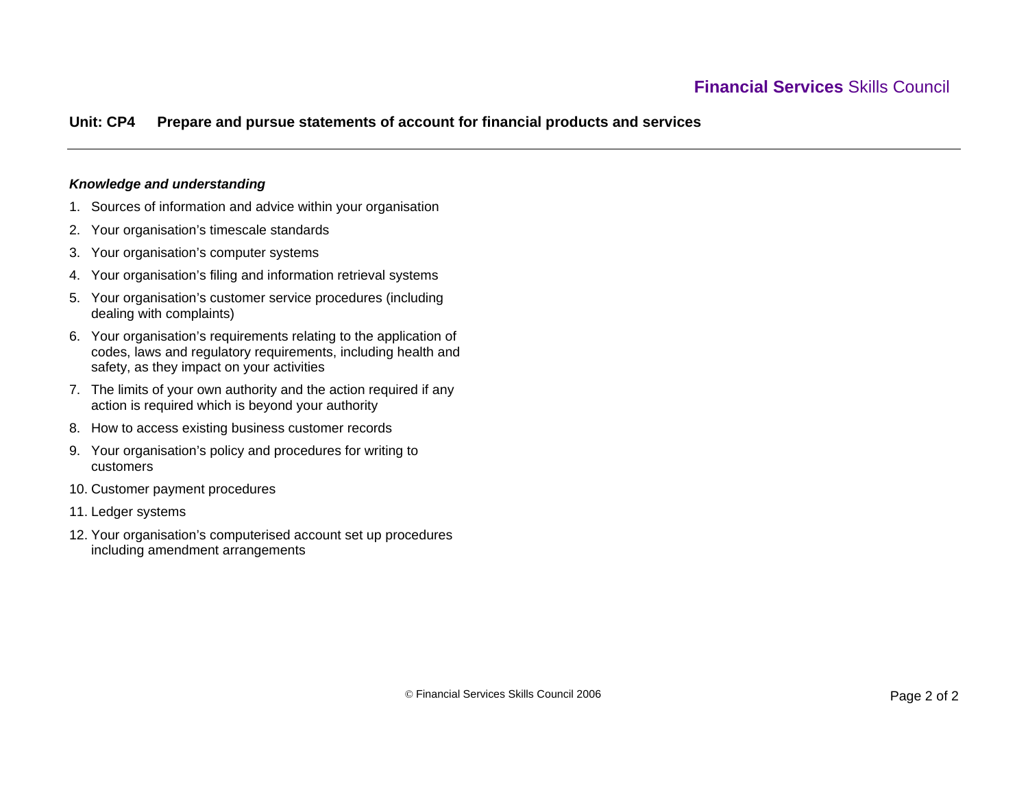**Unit: CP4 Prepare and pursue statements of account for financial products and services**

***Knowledge and understanding***

1. Sources of information and advice within your organisation
2. Your organisation's timescale standards
3. Your organisation's computer systems
4. Your organisation's filing and information retrieval systems
5. Your organisation's customer service procedures (including dealing with complaints)
6. Your organisation's requirements relating to the application of codes, laws and regulatory requirements, including health and safety, as they impact on your activities
7. The limits of your own authority and the action required if any action is required which is beyond your authority
8. How to access existing business customer records
9. Your organisation's policy and procedures for writing to customers
10. Customer payment procedures
11. Ledger systems
12. Your organisation's computerised account set up procedures including amendment arrangements